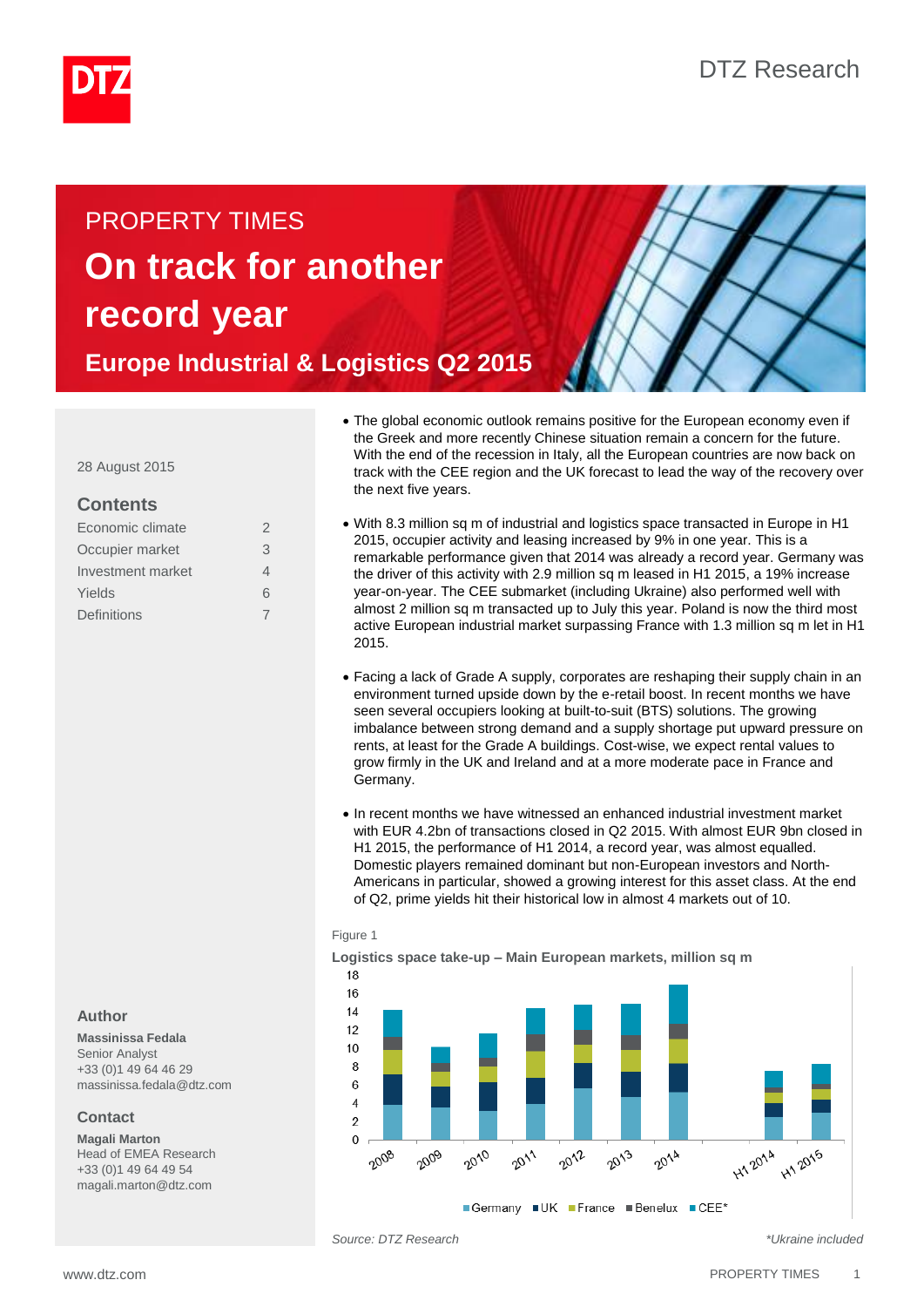DTZ Research

PROPERTY TIMES

# On track for another record year

## Europe Industrial & Logistics Q2 2015

28 August 2015

### Contents

| | |
|---|---|
| Economic climate | 2 |
| Occupier market | 3 |
| Investment market | 4 |
| Yields | 6 |
| Definitions | 7 |

### Author

**Massinissa Fedala**
Senior Analyst
+33 (0)1 49 64 46 29
massinissa.fedala@dtz.com

### Contact

**Magali Marton**
Head of EMEA Research
+33 (0)1 49 64 49 54
magali.marton@dtz.com

- The global economic outlook remains positive for the European economy even if the Greek and more recently Chinese situation remain a concern for the future. With the end of the recession in Italy, all the European countries are now back on track with the CEE region and the UK forecast to lead the way of the recovery over the next five years.
- With 8.3 million sq m of industrial and logistics space transacted in Europe in H1 2015, occupier activity and leasing increased by 9% in one year. This is a remarkable performance given that 2014 was already a record year. Germany was the driver of this activity with 2.9 million sq m leased in H1 2015, a 19% increase year-on-year. The CEE submarket (including Ukraine) also performed well with almost 2 million sq m transacted up to July this year. Poland is now the third most active European industrial market surpassing France with 1.3 million sq m let in H1 2015.
- Facing a lack of Grade A supply, corporates are reshaping their supply chain in an environment turned upside down by the e-retail boost. In recent months we have seen several occupiers looking at built-to-suit (BTS) solutions. The growing imbalance between strong demand and a supply shortage put upward pressure on rents, at least for the Grade A buildings. Cost-wise, we expect rental values to grow firmly in the UK and Ireland and at a more moderate pace in France and Germany.
- In recent months we have witnessed an enhanced industrial investment market with EUR 4.2bn of transactions closed in Q2 2015. With almost EUR 9bn closed in H1 2015, the performance of H1 2014, a record year, was almost equalled. Domestic players remained dominant but non-European investors and North-Americans in particular, showed a growing interest for this asset class. At the end of Q2, prime yields hit their historical low in almost 4 markets out of 10.

Figure 1

**Logistics space take-up – Main European markets, million sq m**

[Stacked bar chart: Germany, UK, France, Benelux, CEE* for 2008–2014, H1 2014, H1 2015; y-axis 0–18]

*Source: DTZ Research* *\*Ukraine included*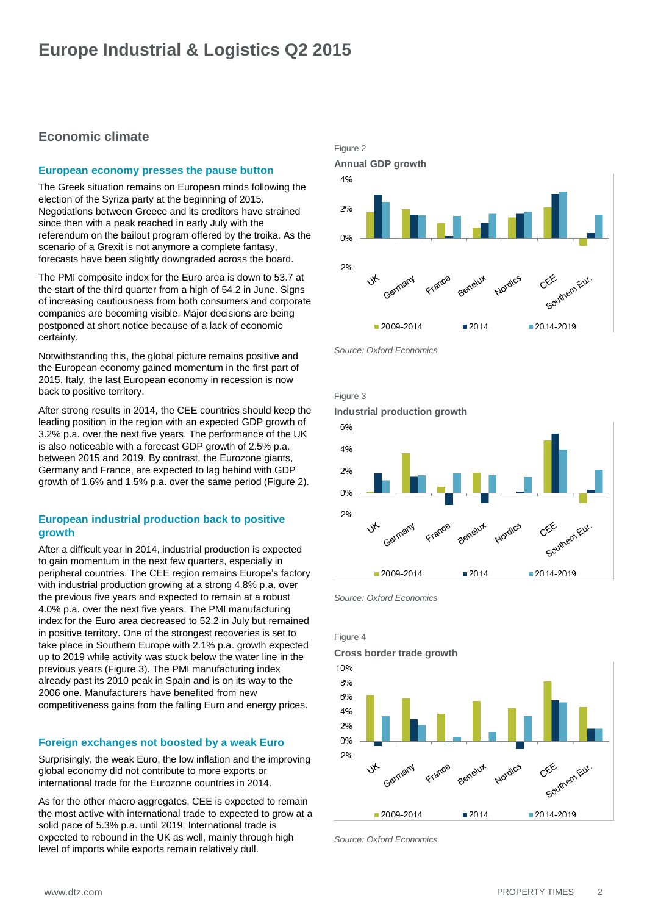# Europe Industrial & Logistics Q2 2015

## Economic climate

### European economy presses the pause button

The Greek situation remains on European minds following the election of the Syriza party at the beginning of 2015. Negotiations between Greece and its creditors have strained since then with a peak reached in early July with the referendum on the bailout program offered by the troika. As the scenario of a Grexit is not anymore a complete fantasy, forecasts have been slightly downgraded across the board.

The PMI composite index for the Euro area is down to 53.7 at the start of the third quarter from a high of 54.2 in June. Signs of increasing cautiousness from both consumers and corporate companies are becoming visible. Major decisions are being postponed at short notice because of a lack of economic certainty.

Notwithstanding this, the global picture remains positive and the European economy gained momentum in the first part of 2015. Italy, the last European economy in recession is now back to positive territory.

After strong results in 2014, the CEE countries should keep the leading position in the region with an expected GDP growth of 3.2% p.a. over the next five years. The performance of the UK is also noticeable with a forecast GDP growth of 2.5% p.a. between 2015 and 2019. By contrast, the Eurozone giants, Germany and France, are expected to lag behind with GDP growth of 1.6% and 1.5% p.a. over the same period (Figure 2).

### European industrial production back to positive growth

After a difficult year in 2014, industrial production is expected to gain momentum in the next few quarters, especially in peripheral countries. The CEE region remains Europe's factory with industrial production growing at a strong 4.8% p.a. over the previous five years and expected to remain at a robust 4.0% p.a. over the next five years. The PMI manufacturing index for the Euro area decreased to 52.2 in July but remained in positive territory. One of the strongest recoveries is set to take place in Southern Europe with 2.1% p.a. growth expected up to 2019 while activity was stuck below the water line in the previous years (Figure 3). The PMI manufacturing index already past its 2010 peak in Spain and is on its way to the 2006 one. Manufacturers have benefited from new competitiveness gains from the falling Euro and energy prices.

### Foreign exchanges not boosted by a weak Euro

Surprisingly, the weak Euro, the low inflation and the improving global economy did not contribute to more exports or international trade for the Eurozone countries in 2014.

As for the other macro aggregates, CEE is expected to remain the most active with international trade to expected to grow at a solid pace of 5.3% p.a. until 2019. International trade is expected to rebound in the UK as well, mainly through high level of imports while exports remain relatively dull.

Figure 2

**Annual GDP growth**

Source: Oxford Economics

Figure 3

**Industrial production growth**

Source: Oxford Economics

Figure 4

**Cross border trade growth**

Source: Oxford Economics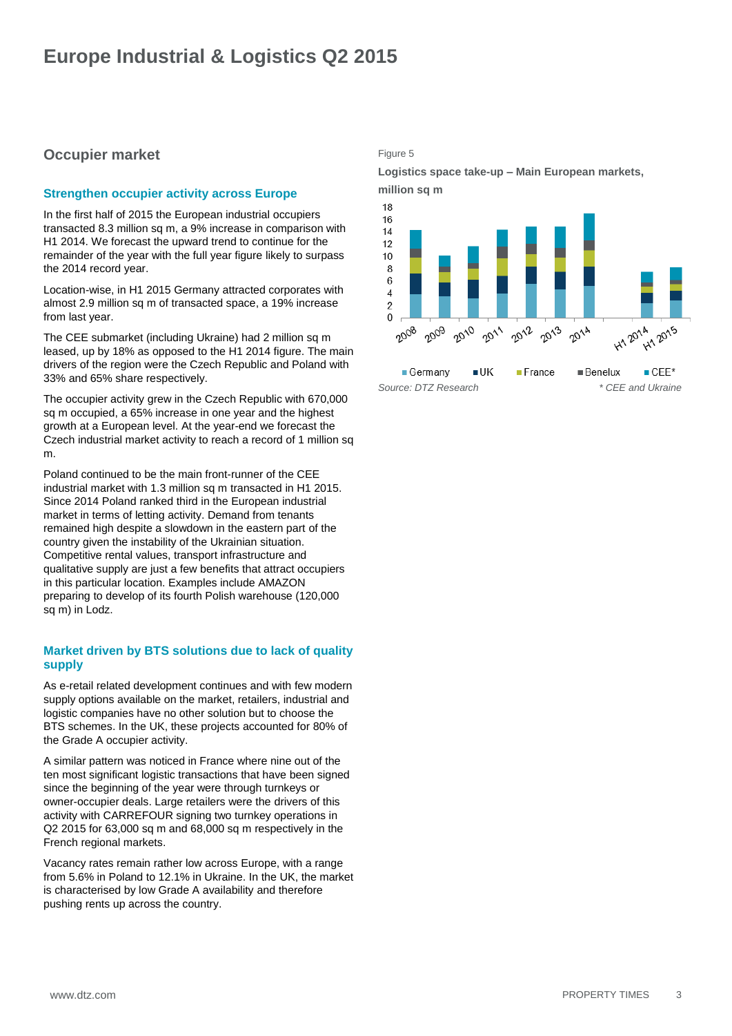# Europe Industrial & Logistics Q2 2015

## Occupier market

### Strengthen occupier activity across Europe

In the first half of 2015 the European industrial occupiers transacted 8.3 million sq m, a 9% increase in comparison with H1 2014. We forecast the upward trend to continue for the remainder of the year with the full year figure likely to surpass the 2014 record year.

Location-wise, in H1 2015 Germany attracted corporates with almost 2.9 million sq m of transacted space, a 19% increase from last year.

The CEE submarket (including Ukraine) had 2 million sq m leased, up by 18% as opposed to the H1 2014 figure. The main drivers of the region were the Czech Republic and Poland with 33% and 65% share respectively.

The occupier activity grew in the Czech Republic with 670,000 sq m occupied, a 65% increase in one year and the highest growth at a European level. At the year-end we forecast the Czech industrial market activity to reach a record of 1 million sq m.

Poland continued to be the main front-runner of the CEE industrial market with 1.3 million sq m transacted in H1 2015. Since 2014 Poland ranked third in the European industrial market in terms of letting activity. Demand from tenants remained high despite a slowdown in the eastern part of the country given the instability of the Ukrainian situation. Competitive rental values, transport infrastructure and qualitative supply are just a few benefits that attract occupiers in this particular location. Examples include AMAZON preparing to develop of its fourth Polish warehouse (120,000 sq m) in Lodz.

### Market driven by BTS solutions due to lack of quality supply

As e-retail related development continues and with few modern supply options available on the market, retailers, industrial and logistic companies have no other solution but to choose the BTS schemes. In the UK, these projects accounted for 80% of the Grade A occupier activity.

A similar pattern was noticed in France where nine out of the ten most significant logistic transactions that have been signed since the beginning of the year were through turnkeys or owner-occupier deals. Large retailers were the drivers of this activity with CARREFOUR signing two turnkey operations in Q2 2015 for 63,000 sq m and 68,000 sq m respectively in the French regional markets.

Vacancy rates remain rather low across Europe, with a range from 5.6% in Poland to 12.1% in Ukraine. In the UK, the market is characterised by low Grade A availability and therefore pushing rents up across the country.

Figure 5

**Logistics space take-up – Main European markets, million sq m**

Germany, UK, France, Benelux, CEE* — 2008, 2009, 2010, 2011, 2012, 2013, 2014, H1 2014, H1 2015

*Source: DTZ Research* — *\* CEE and Ukraine*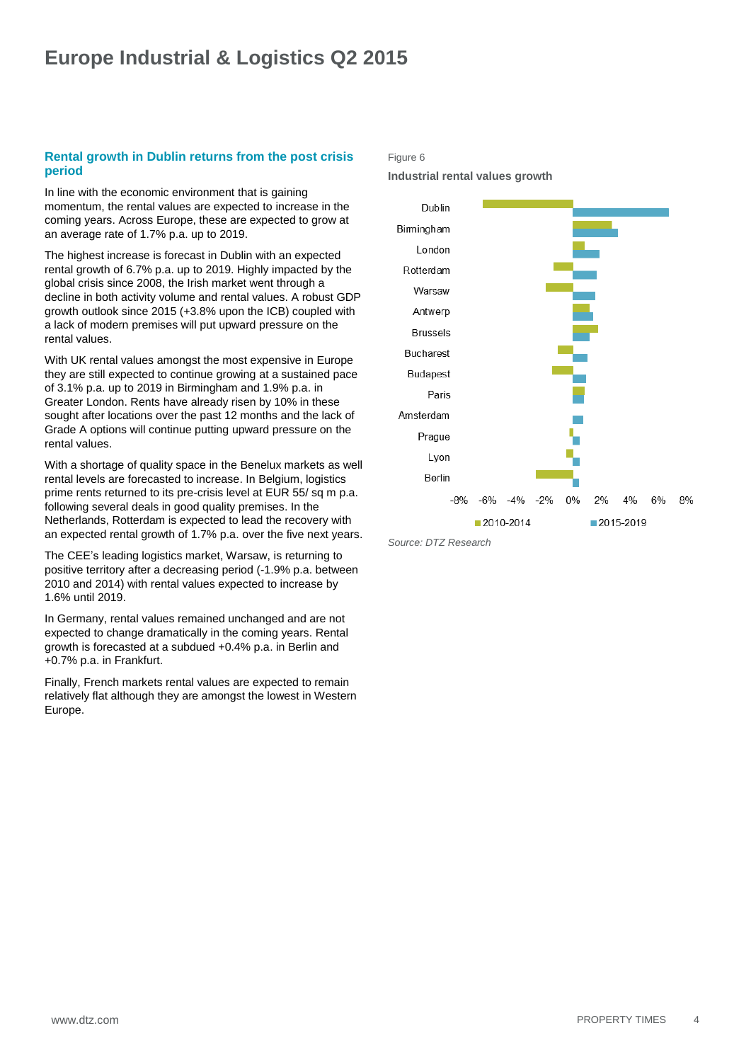# Europe Industrial & Logistics Q2 2015

### Rental growth in Dublin returns from the post crisis period

In line with the economic environment that is gaining momentum, the rental values are expected to increase in the coming years. Across Europe, these are expected to grow at an average rate of 1.7% p.a. up to 2019.

The highest increase is forecast in Dublin with an expected rental growth of 6.7% p.a. up to 2019. Highly impacted by the global crisis since 2008, the Irish market went through a decline in both activity volume and rental values. A robust GDP growth outlook since 2015 (+3.8% upon the ICB) coupled with a lack of modern premises will put upward pressure on the rental values.

With UK rental values amongst the most expensive in Europe they are still expected to continue growing at a sustained pace of 3.1% p.a. up to 2019 in Birmingham and 1.9% p.a. in Greater London. Rents have already risen by 10% in these sought after locations over the past 12 months and the lack of Grade A options will continue putting upward pressure on the rental values.

With a shortage of quality space in the Benelux markets as well rental levels are forecasted to increase. In Belgium, logistics prime rents returned to its pre-crisis level at EUR 55/ sq m p.a. following several deals in good quality premises. In the Netherlands, Rotterdam is expected to lead the recovery with an expected rental growth of 1.7% p.a. over the five next years.

The CEE's leading logistics market, Warsaw, is returning to positive territory after a decreasing period (-1.9% p.a. between 2010 and 2014) with rental values expected to increase by 1.6% until 2019.

In Germany, rental values remained unchanged and are not expected to change dramatically in the coming years. Rental growth is forecasted at a subdued +0.4% p.a. in Berlin and +0.7% p.a. in Frankfurt.

Finally, French markets rental values are expected to remain relatively flat although they are amongst the lowest in Western Europe.

Figure 6

**Industrial rental values growth**

Source: DTZ Research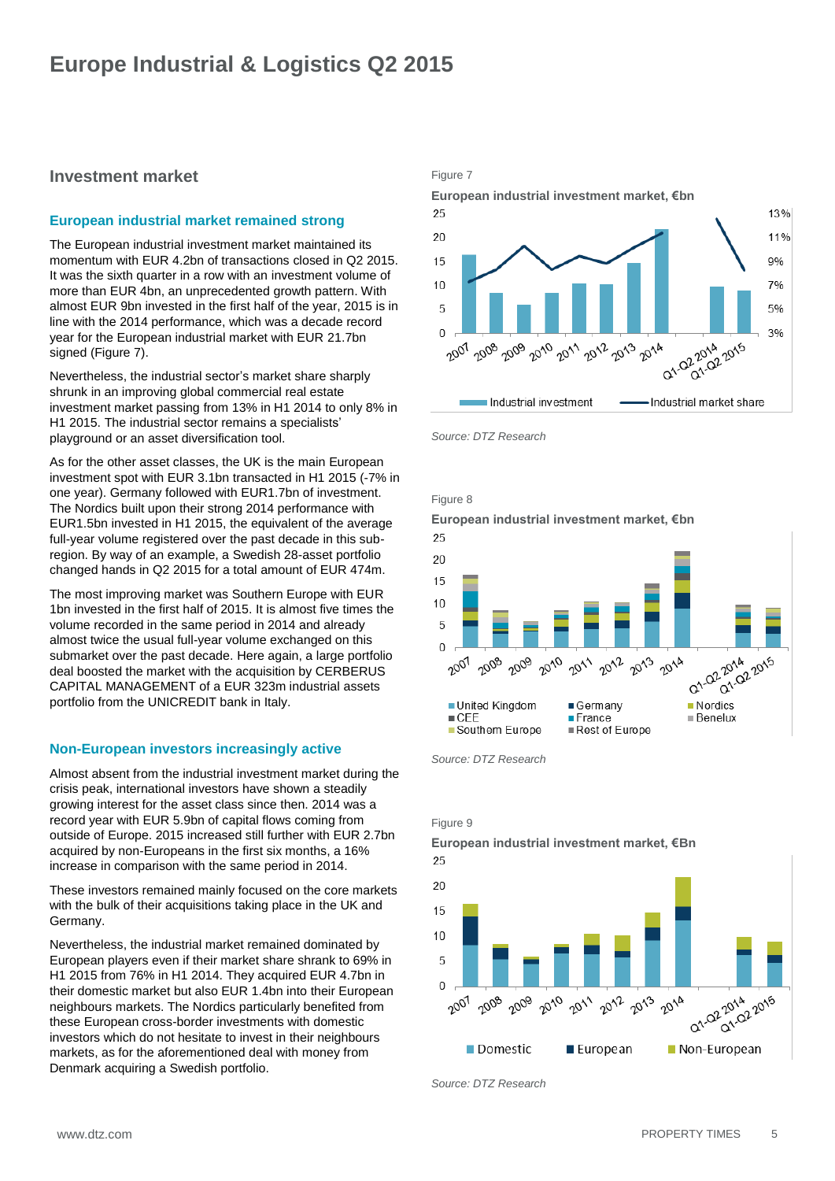# Europe Industrial & Logistics Q2 2015

## Investment market

### European industrial market remained strong

The European industrial investment market maintained its momentum with EUR 4.2bn of transactions closed in Q2 2015. It was the sixth quarter in a row with an investment volume of more than EUR 4bn, an unprecedented growth pattern. With almost EUR 9bn invested in the first half of the year, 2015 is in line with the 2014 performance, which was a decade record year for the European industrial market with EUR 21.7bn signed (Figure 7).

Nevertheless, the industrial sector's market share sharply shrunk in an improving global commercial real estate investment market passing from 13% in H1 2014 to only 8% in H1 2015. The industrial sector remains a specialists' playground or an asset diversification tool.

As for the other asset classes, the UK is the main European investment spot with EUR 3.1bn transacted in H1 2015 (-7% in one year). Germany followed with EUR1.7bn of investment. The Nordics built upon their strong 2014 performance with EUR1.5bn invested in H1 2015, the equivalent of the average full-year volume registered over the past decade in this sub-region. By way of an example, a Swedish 28-asset portfolio changed hands in Q2 2015 for a total amount of EUR 474m.

The most improving market was Southern Europe with EUR 1bn invested in the first half of 2015. It is almost five times the volume recorded in the same period in 2014 and already almost twice the usual full-year volume exchanged on this submarket over the past decade. Here again, a large portfolio deal boosted the market with the acquisition by CERBERUS CAPITAL MANAGEMENT of a EUR 323m industrial assets portfolio from the UNICREDIT bank in Italy.

### Non-European investors increasingly active

Almost absent from the industrial investment market during the crisis peak, international investors have shown a steadily growing interest for the asset class since then. 2014 was a record year with EUR 5.9bn of capital flows coming from outside of Europe. 2015 increased still further with EUR 2.7bn acquired by non-Europeans in the first six months, a 16% increase in comparison with the same period in 2014.

These investors remained mainly focused on the core markets with the bulk of their acquisitions taking place in the UK and Germany.

Nevertheless, the industrial market remained dominated by European players even if their market share shrank to 69% in H1 2015 from 76% in H1 2014. They acquired EUR 4.7bn in their domestic market but also EUR 1.4bn into their European neighbours markets. The Nordics particularly benefited from these European cross-border investments with domestic investors which do not hesitate to invest in their neighbours markets, as for the aforementioned deal with money from Denmark acquiring a Swedish portfolio.

Figure 7

**European industrial investment market, €bn**

Legend: Industrial investment; Industrial market share

Source: DTZ Research

Figure 8

**European industrial investment market, €bn**

Legend: United Kingdom; Germany; Nordics; CEE; France; Benelux; Southern Europe; Rest of Europe

Source: DTZ Research

Figure 9

**European industrial investment market, €Bn**

Legend: Domestic; European; Non-European

Source: DTZ Research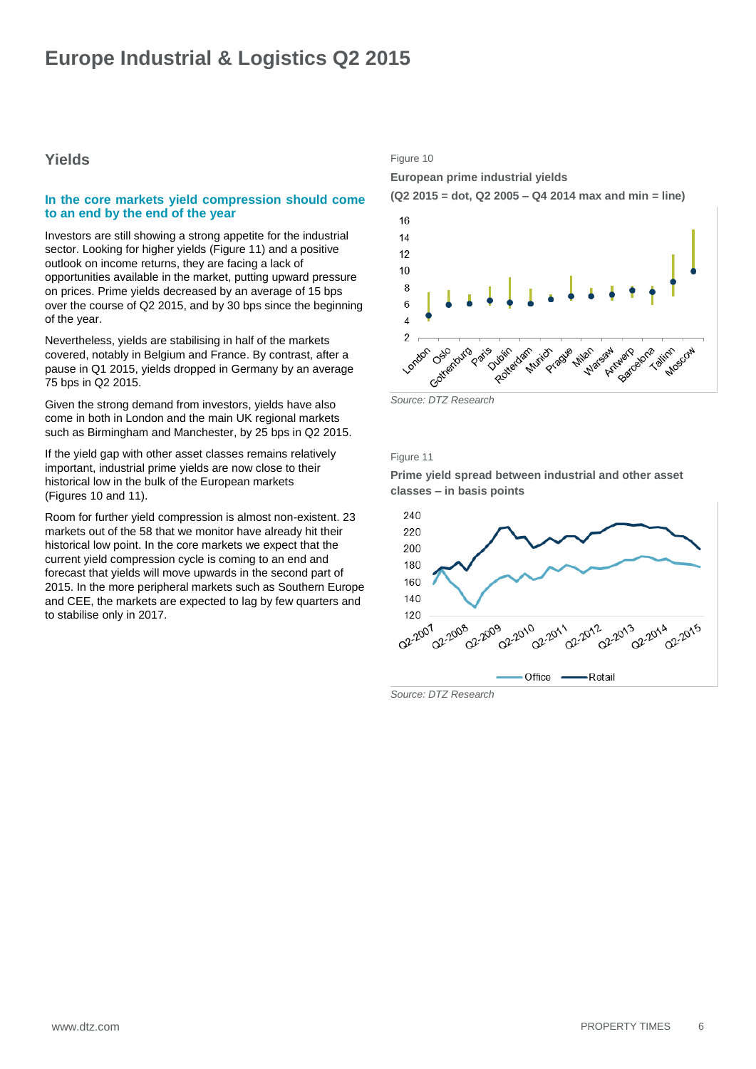# Europe Industrial & Logistics Q2 2015

## Yields

### In the core markets yield compression should come to an end by the end of the year

Investors are still showing a strong appetite for the industrial sector. Looking for higher yields (Figure 11) and a positive outlook on income returns, they are facing a lack of opportunities available in the market, putting upward pressure on prices. Prime yields decreased by an average of 15 bps over the course of Q2 2015, and by 30 bps since the beginning of the year.

Nevertheless, yields are stabilising in half of the markets covered, notably in Belgium and France. By contrast, after a pause in Q1 2015, yields dropped in Germany by an average 75 bps in Q2 2015.

Given the strong demand from investors, yields have also come in both in London and the main UK regional markets such as Birmingham and Manchester, by 25 bps in Q2 2015.

If the yield gap with other asset classes remains relatively important, industrial prime yields are now close to their historical low in the bulk of the European markets (Figures 10 and 11).

Room for further yield compression is almost non-existent. 23 markets out of the 58 that we monitor have already hit their historical low point. In the core markets we expect that the current yield compression cycle is coming to an end and forecast that yields will move upwards in the second part of 2015. In the more peripheral markets such as Southern Europe and CEE, the markets are expected to lag by few quarters and to stabilise only in 2017.

Figure 10

**European prime industrial yields**

**(Q2 2015 = dot, Q2 2005 – Q4 2014 max and min = line)**

*Source: DTZ Research*

Figure 11

**Prime yield spread between industrial and other asset classes – in basis points**

*Source: DTZ Research*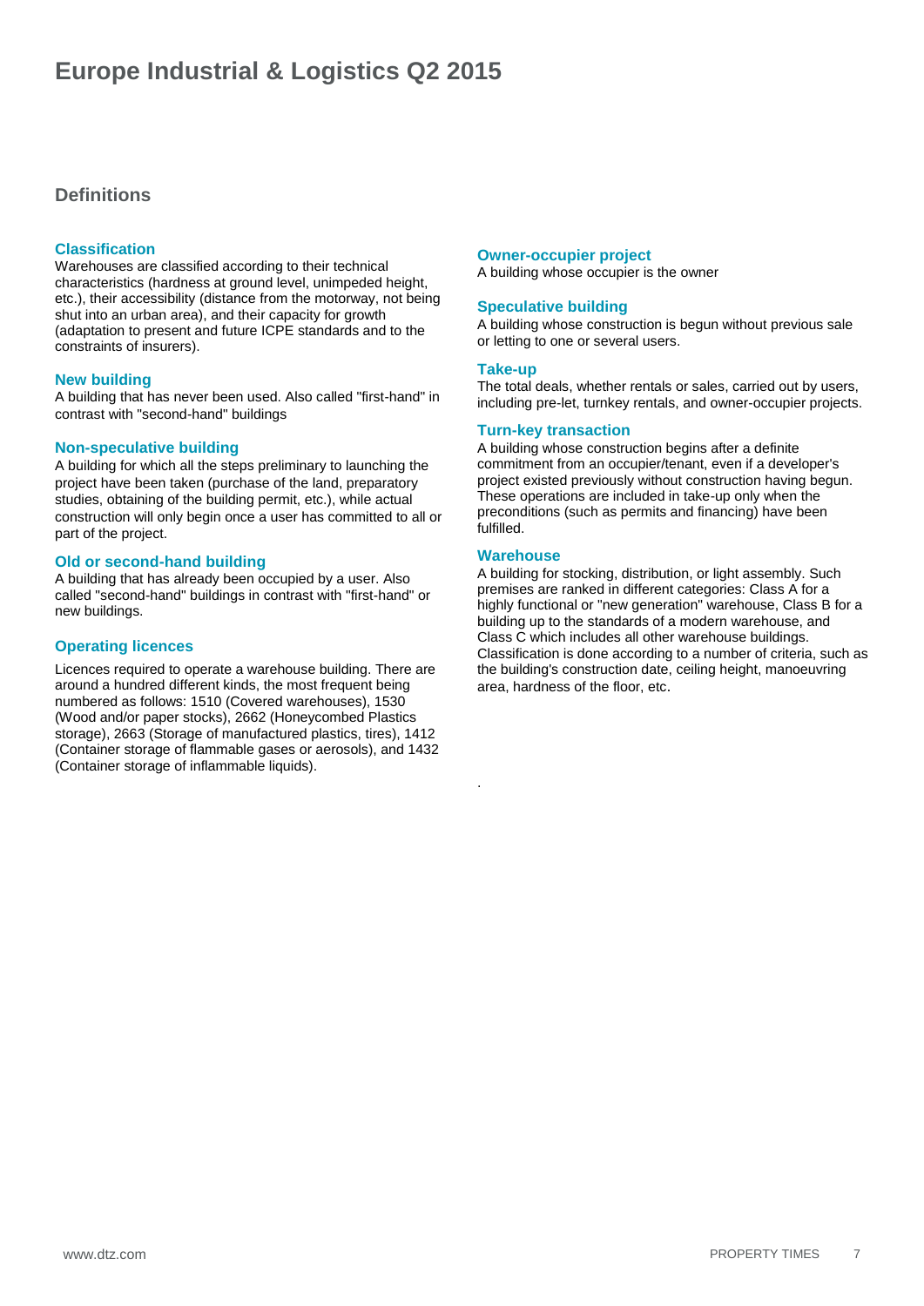# Europe Industrial & Logistics Q2 2015

## Definitions

### Classification

Warehouses are classified according to their technical characteristics (hardness at ground level, unimpeded height, etc.), their accessibility (distance from the motorway, not being shut into an urban area), and their capacity for growth (adaptation to present and future ICPE standards and to the constraints of insurers).

### New building

A building that has never been used. Also called "first-hand" in contrast with "second-hand" buildings

### Non-speculative building

A building for which all the steps preliminary to launching the project have been taken (purchase of the land, preparatory studies, obtaining of the building permit, etc.), while actual construction will only begin once a user has committed to all or part of the project.

### Old or second-hand building

A building that has already been occupied by a user. Also called "second-hand" buildings in contrast with "first-hand" or new buildings.

### Operating licences

Licences required to operate a warehouse building. There are around a hundred different kinds, the most frequent being numbered as follows: 1510 (Covered warehouses), 1530 (Wood and/or paper stocks), 2662 (Honeycombed Plastics storage), 2663 (Storage of manufactured plastics, tires), 1412 (Container storage of flammable gases or aerosols), and 1432 (Container storage of inflammable liquids).

### Owner-occupier project

A building whose occupier is the owner

### Speculative building

A building whose construction is begun without previous sale or letting to one or several users.

### Take-up

The total deals, whether rentals or sales, carried out by users, including pre-let, turnkey rentals, and owner-occupier projects.

### Turn-key transaction

A building whose construction begins after a definite commitment from an occupier/tenant, even if a developer's project existed previously without construction having begun. These operations are included in take-up only when the preconditions (such as permits and financing) have been fulfilled.

### Warehouse

A building for stocking, distribution, or light assembly. Such premises are ranked in different categories: Class A for a highly functional or "new generation" warehouse, Class B for a building up to the standards of a modern warehouse, and Class C which includes all other warehouse buildings. Classification is done according to a number of criteria, such as the building's construction date, ceiling height, manoeuvring area, hardness of the floor, etc.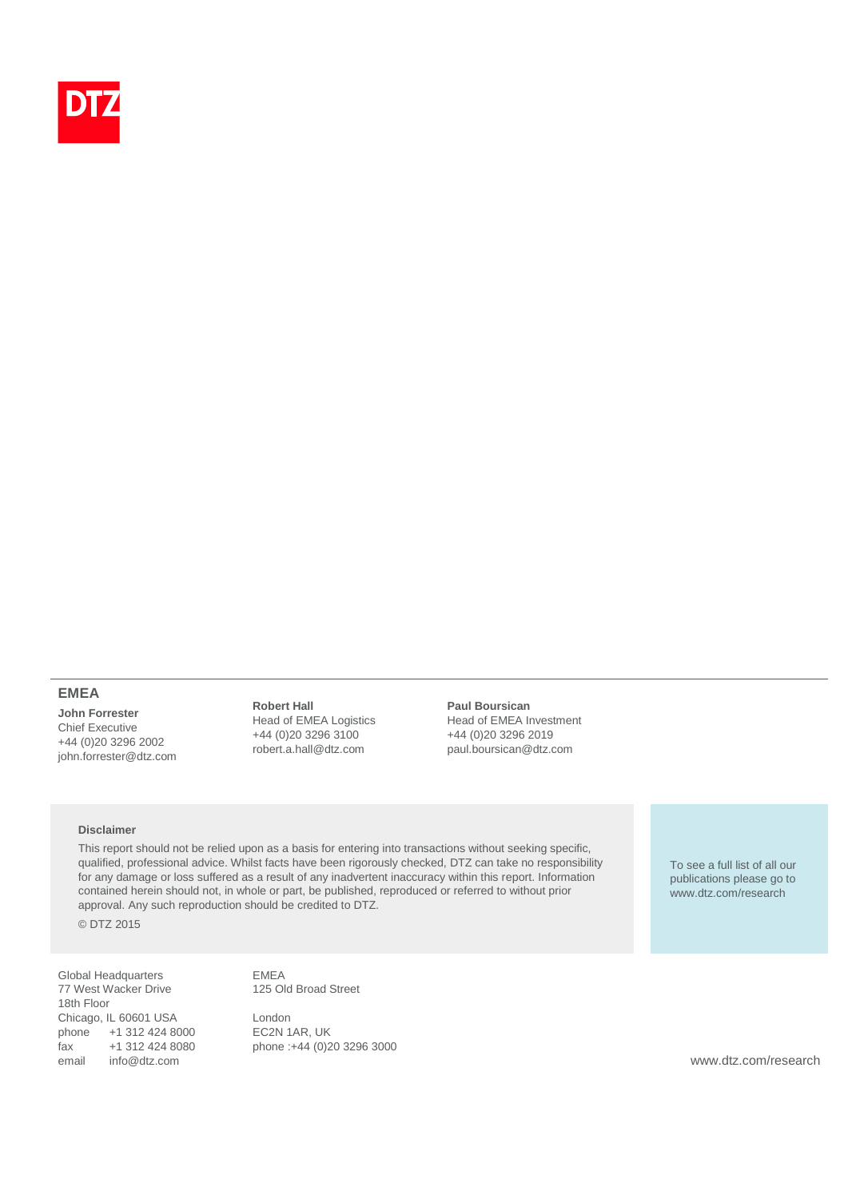DTZ

## EMEA

**John Forrester**
Chief Executive
+44 (0)20 3296 2002
john.forrester@dtz.com

**Robert Hall**
Head of EMEA Logistics
+44 (0)20 3296 3100
robert.a.hall@dtz.com

**Paul Boursican**
Head of EMEA Investment
+44 (0)20 3296 2019
paul.boursican@dtz.com

**Disclaimer**

This report should not be relied upon as a basis for entering into transactions without seeking specific, qualified, professional advice. Whilst facts have been rigorously checked, DTZ can take no responsibility for any damage or loss suffered as a result of any inadvertent inaccuracy within this report. Information contained herein should not, in whole or part, be published, reproduced or referred to without prior approval. Any such reproduction should be credited to DTZ.

© DTZ 2015

To see a full list of all our publications please go to www.dtz.com/research

Global Headquarters
77 West Wacker Drive
18th Floor
Chicago, IL 60601 USA
phone +1 312 424 8000
fax +1 312 424 8080
email info@dtz.com

EMEA
125 Old Broad Street

London
EC2N 1AR, UK
phone :+44 (0)20 3296 3000

www.dtz.com/research